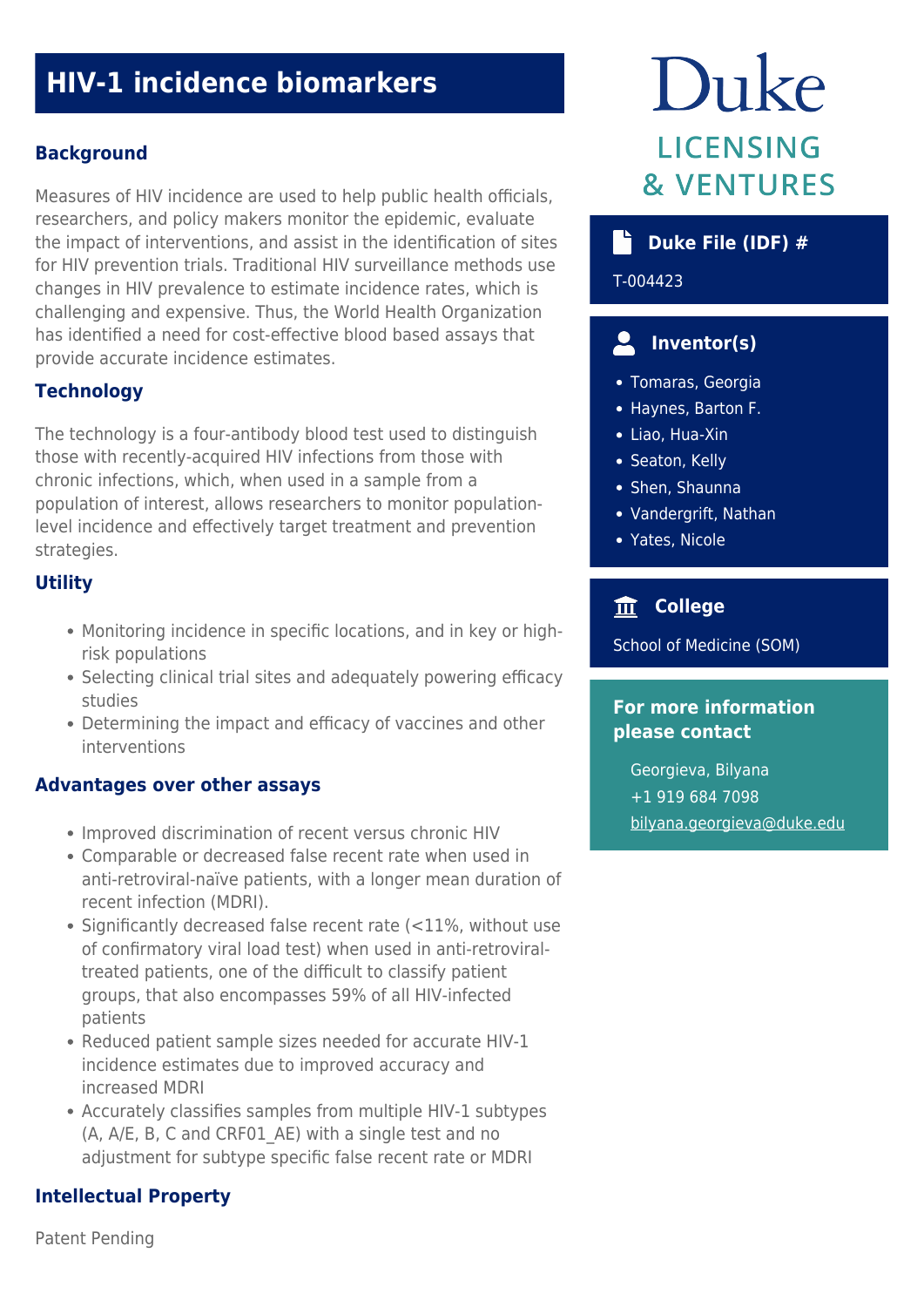# HIV-1 incidence biomarkers

## Background

Measures of HIV incidence are used to help public health officials, researchers, and policy makers monitor the epidemic, evaluate the impact of interventions, and assist in the identification of sites for HIV prevention trials. Traditional HIV surveillance methods use changes in HIV prevalence to estimate incidence rates, which is challenging and expensive. Thus, the World Health Organization has identified a need for cost-effective blood based assays that provide accurate incidence estimates.

## Technology

The technology is a four-antibody blood test used to distinguish those with recently-acquired HIV infections from those with chronic infections, which, when used in a sample from a population of interest, allows researchers to monitor population-level incidence and effectively target treatment and prevention strategies.

## Utility

- Monitoring incidence in specific locations, and in key or high-risk populations
- Selecting clinical trial sites and adequately powering efficacy studies
- Determining the impact and efficacy of vaccines and other interventions

## Advantages over other assays

- Improved discrimination of recent versus chronic HIV
- Comparable or decreased false recent rate when used in anti-retroviral-naïve patients, with a longer mean duration of recent infection (MDRI).
- Significantly decreased false recent rate (<11%, without use of confirmatory viral load test) when used in anti-retroviral-treated patients, one of the difficult to classify patient groups, that also encompasses 59% of all HIV-infected patients
- Reduced patient sample sizes needed for accurate HIV-1 incidence estimates due to improved accuracy and increased MDRI
- Accurately classifies samples from multiple HIV-1 subtypes (A, A/E, B, C and CRF01_AE) with a single test and no adjustment for subtype specific false recent rate or MDRI

## Intellectual Property

Patent Pending

Duke
LICENSING & VENTURES

### Duke File (IDF) #

T-004423

### Inventor(s)

- Tomaras, Georgia
- Haynes, Barton F.
- Liao, Hua-Xin
- Seaton, Kelly
- Shen, Shaunna
- Vandergrift, Nathan
- Yates, Nicole

### College

School of Medicine (SOM)

### For more information please contact

Georgieva, Bilyana
+1 919 684 7098
bilyana.georgieva@duke.edu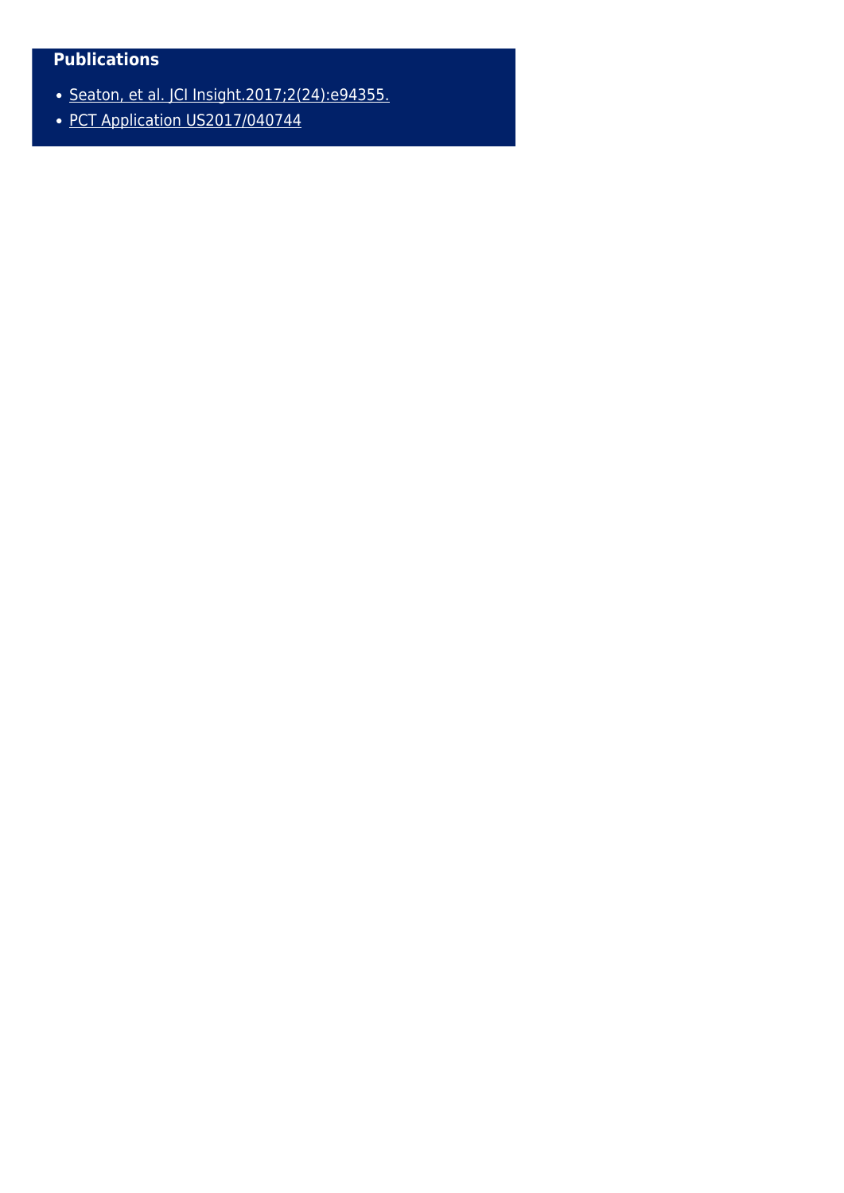### Publications

- Seaton, et al. JCI Insight.2017;2(24):e94355.
- PCT Application US2017/040744